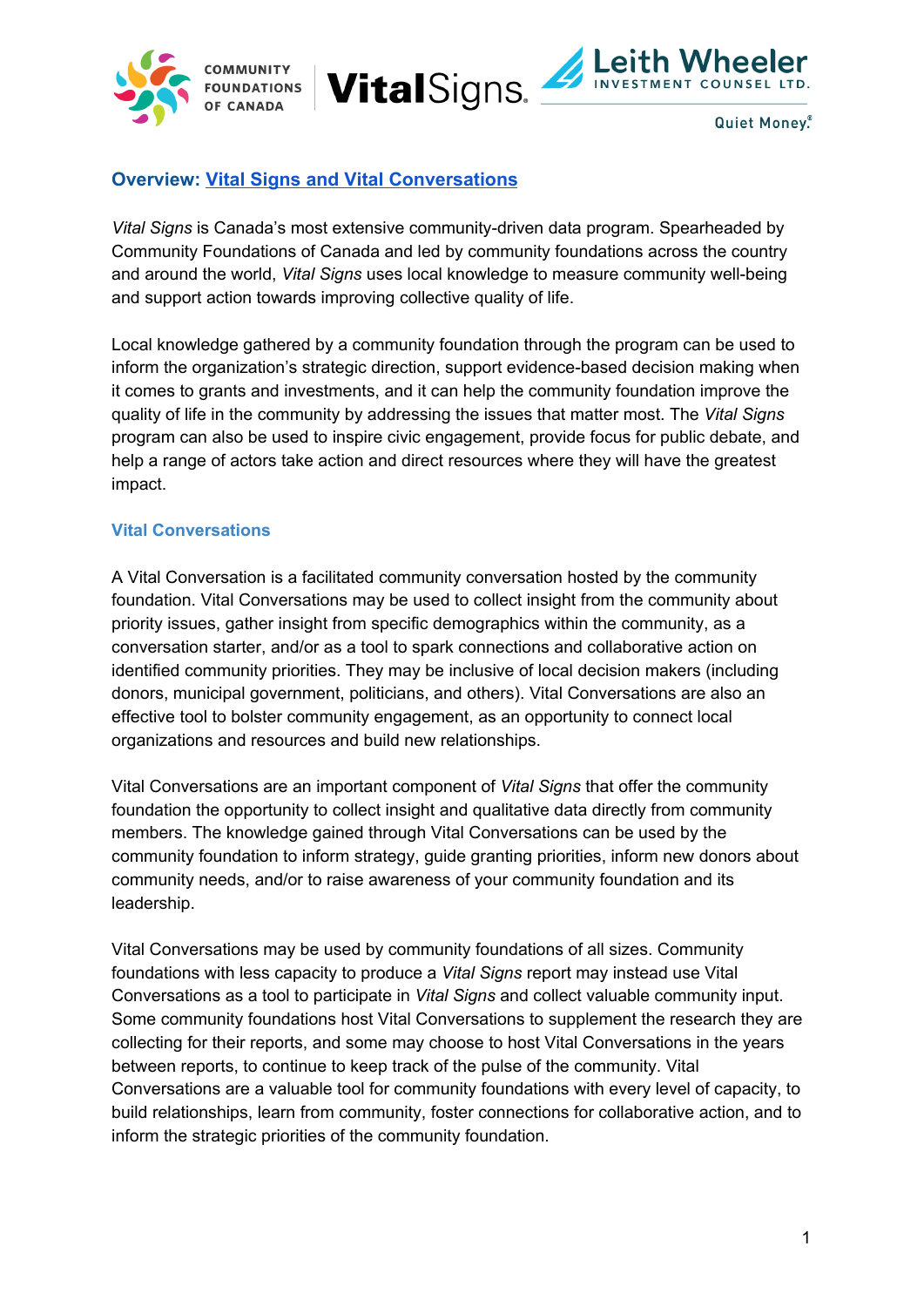## Overview: Vital Signs and Vital Conversations

*Vital Signs* is Canada's most extensive community-driven data program. Spearheaded by Community Foundations of Canada and led by community foundations across the country and around the world, *Vital Signs* uses local knowledge to measure community well-being and support action towards improving collective quality of life.

Local knowledge gathered by a community foundation through the program can be used to inform the organization's strategic direction, support evidence-based decision making when it comes to grants and investments, and it can help the community foundation improve the quality of life in the community by addressing the issues that matter most. The *Vital Signs* program can also be used to inspire civic engagement, provide focus for public debate, and help a range of actors take action and direct resources where they will have the greatest impact.

### Vital Conversations

A Vital Conversation is a facilitated community conversation hosted by the community foundation. Vital Conversations may be used to collect insight from the community about priority issues, gather insight from specific demographics within the community, as a conversation starter, and/or as a tool to spark connections and collaborative action on identified community priorities. They may be inclusive of local decision makers (including donors, municipal government, politicians, and others). Vital Conversations are also an effective tool to bolster community engagement, as an opportunity to connect local organizations and resources and build new relationships.

Vital Conversations are an important component of *Vital Signs* that offer the community foundation the opportunity to collect insight and qualitative data directly from community members. The knowledge gained through Vital Conversations can be used by the community foundation to inform strategy, guide granting priorities, inform new donors about community needs, and/or to raise awareness of your community foundation and its leadership.

Vital Conversations may be used by community foundations of all sizes. Community foundations with less capacity to produce a *Vital Signs* report may instead use Vital Conversations as a tool to participate in *Vital Signs* and collect valuable community input. Some community foundations host Vital Conversations to supplement the research they are collecting for their reports, and some may choose to host Vital Conversations in the years between reports, to continue to keep track of the pulse of the community. Vital Conversations are a valuable tool for community foundations with every level of capacity, to build relationships, learn from community, foster connections for collaborative action, and to inform the strategic priorities of the community foundation.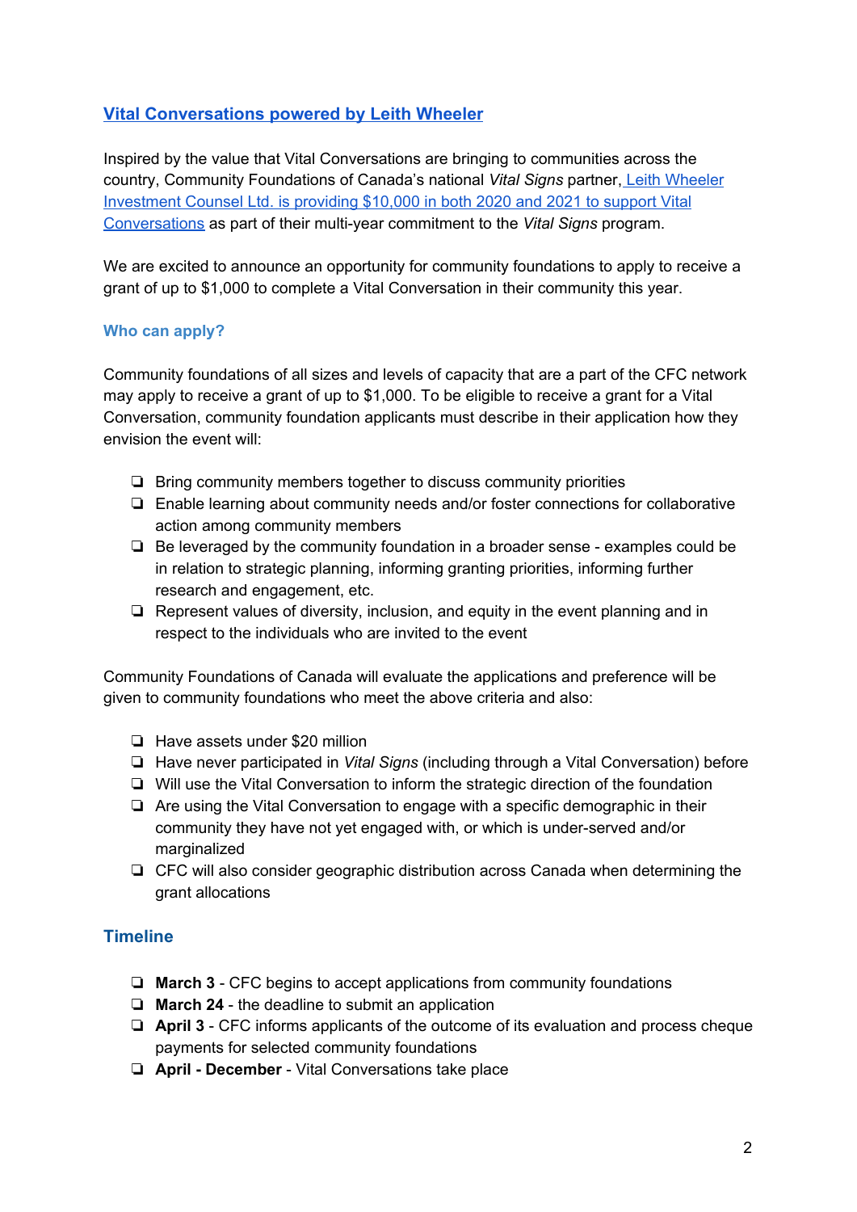## [Vital Conversations powered by Leith Wheeler]

Inspired by the value that Vital Conversations are bringing to communities across the country, Community Foundations of Canada's national *Vital Signs* partner, [Leith Wheeler Investment Counsel Ltd. is providing $10,000 in both 2020 and 2021 to support Vital Conversations] as part of their multi-year commitment to the *Vital Signs* program.

We are excited to announce an opportunity for community foundations to apply to receive a grant of up to $1,000 to complete a Vital Conversation in their community this year.

### Who can apply?

Community foundations of all sizes and levels of capacity that are a part of the CFC network may apply to receive a grant of up to $1,000. To be eligible to receive a grant for a Vital Conversation, community foundation applicants must describe in their application how they envision the event will:

- Bring community members together to discuss community priorities
- Enable learning about community needs and/or foster connections for collaborative action among community members
- Be leveraged by the community foundation in a broader sense - examples could be in relation to strategic planning, informing granting priorities, informing further research and engagement, etc.
- Represent values of diversity, inclusion, and equity in the event planning and in respect to the individuals who are invited to the event

Community Foundations of Canada will evaluate the applications and preference will be given to community foundations who meet the above criteria and also:

- Have assets under $20 million
- Have never participated in *Vital Signs* (including through a Vital Conversation) before
- Will use the Vital Conversation to inform the strategic direction of the foundation
- Are using the Vital Conversation to engage with a specific demographic in their community they have not yet engaged with, or which is under-served and/or marginalized
- CFC will also consider geographic distribution across Canada when determining the grant allocations

### Timeline

- **March 3** - CFC begins to accept applications from community foundations
- **March 24** - the deadline to submit an application
- **April 3** - CFC informs applicants of the outcome of its evaluation and process cheque payments for selected community foundations
- **April - December** - Vital Conversations take place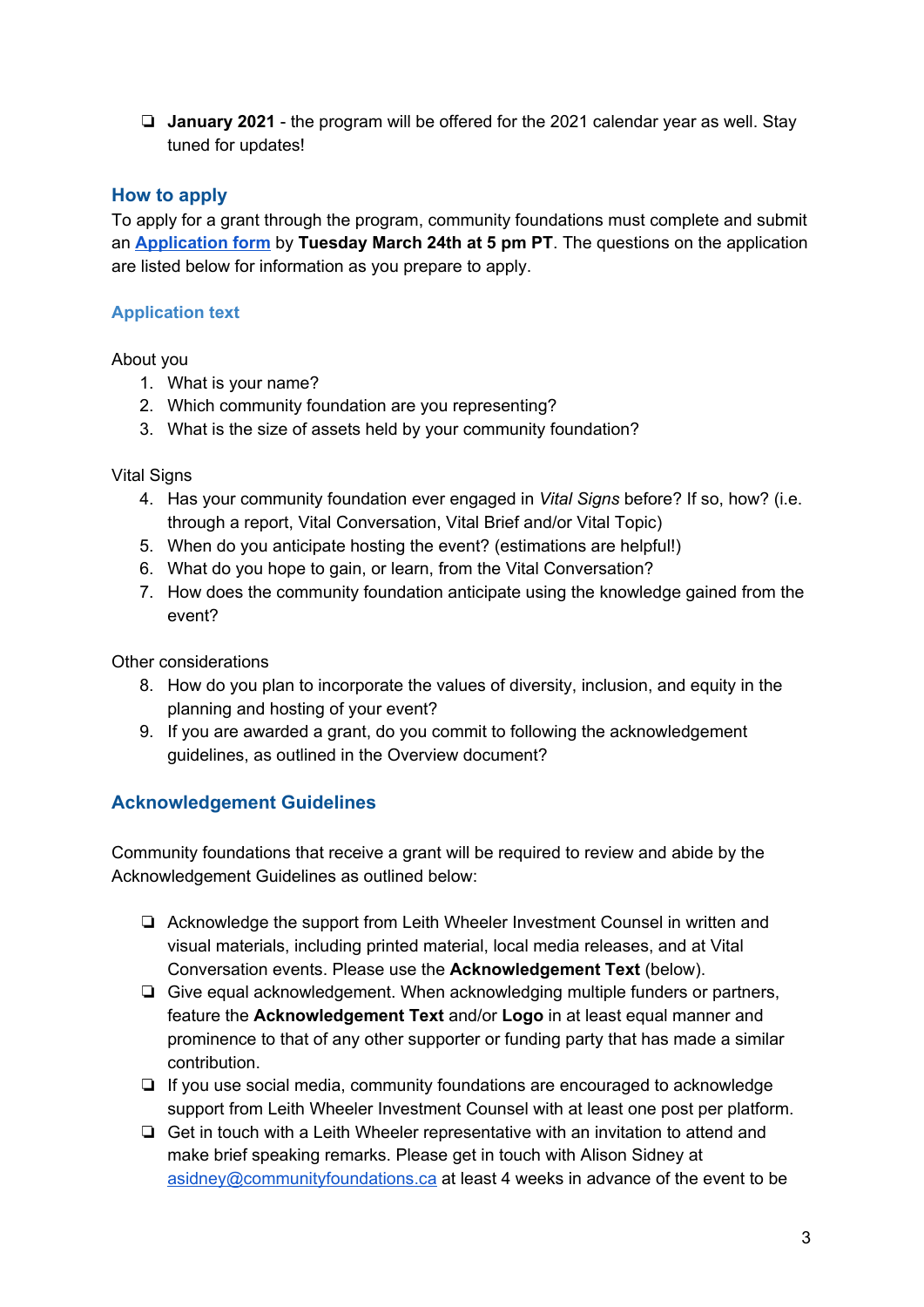- **January 2021** - the program will be offered for the 2021 calendar year as well. Stay tuned for updates!

## How to apply

To apply for a grant through the program, community foundations must complete and submit an **Application form** by **Tuesday March 24th at 5 pm PT**. The questions on the application are listed below for information as you prepare to apply.

### Application text

About you

1. What is your name?
2. Which community foundation are you representing?
3. What is the size of assets held by your community foundation?

Vital Signs

4. Has your community foundation ever engaged in *Vital Signs* before? If so, how? (i.e. through a report, Vital Conversation, Vital Brief and/or Vital Topic)
5. When do you anticipate hosting the event? (estimations are helpful!)
6. What do you hope to gain, or learn, from the Vital Conversation?
7. How does the community foundation anticipate using the knowledge gained from the event?

Other considerations

8. How do you plan to incorporate the values of diversity, inclusion, and equity in the planning and hosting of your event?
9. If you are awarded a grant, do you commit to following the acknowledgement guidelines, as outlined in the Overview document?

## Acknowledgement Guidelines

Community foundations that receive a grant will be required to review and abide by the Acknowledgement Guidelines as outlined below:

- Acknowledge the support from Leith Wheeler Investment Counsel in written and visual materials, including printed material, local media releases, and at Vital Conversation events. Please use the **Acknowledgement Text** (below).
- Give equal acknowledgement. When acknowledging multiple funders or partners, feature the **Acknowledgement Text** and/or **Logo** in at least equal manner and prominence to that of any other supporter or funding party that has made a similar contribution.
- If you use social media, community foundations are encouraged to acknowledge support from Leith Wheeler Investment Counsel with at least one post per platform.
- Get in touch with a Leith Wheeler representative with an invitation to attend and make brief speaking remarks. Please get in touch with Alison Sidney at asidney@communityfoundations.ca at least 4 weeks in advance of the event to be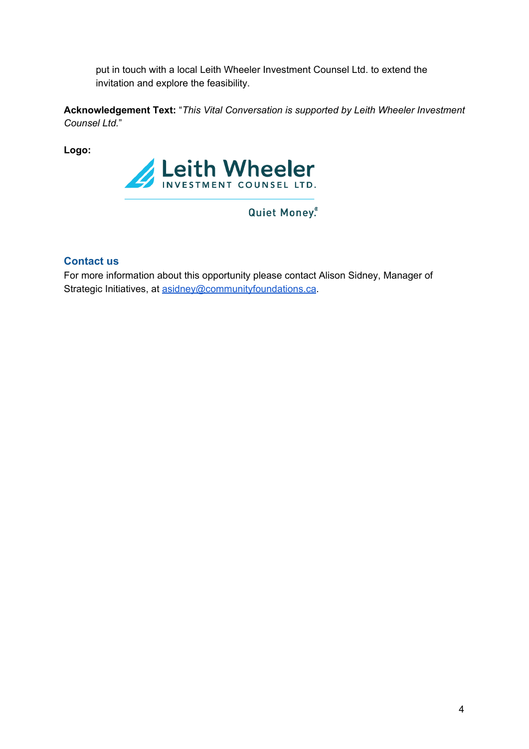put in touch with a local Leith Wheeler Investment Counsel Ltd. to extend the invitation and explore the feasibility.

**Acknowledgement Text:** "*This Vital Conversation is supported by Leith Wheeler Investment Counsel Ltd.*"

**Logo:**

## Contact us

For more information about this opportunity please contact Alison Sidney, Manager of Strategic Initiatives, at asidney@communityfoundations.ca.